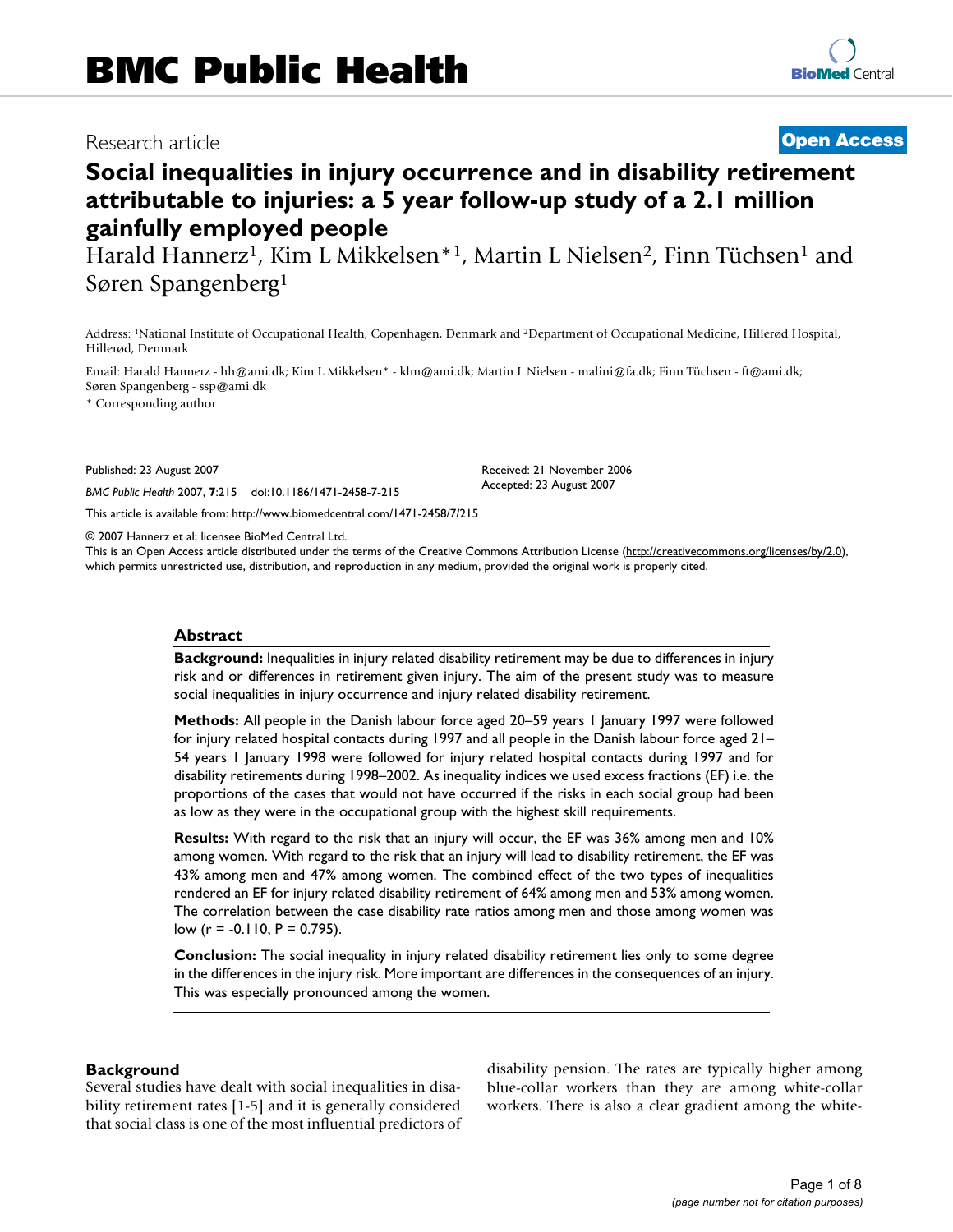# BMC Public Health

Research article

**Open Access**

# Social inequalities in injury occurrence and in disability retirement attributable to injuries: a 5 year follow-up study of a 2.1 million gainfully employed people

Harald Hannerz[1], Kim L Mikkelsen*[1], Martin L Nielsen[2], Finn Tüchsen[1] and Søren Spangenberg[1]

Address: [1]National Institute of Occupational Health, Copenhagen, Denmark and [2]Department of Occupational Medicine, Hillerød Hospital, Hillerød, Denmark

Email: Harald Hannerz - hh@ami.dk; Kim L Mikkelsen* - klm@ami.dk; Martin L Nielsen - malini@fa.dk; Finn Tüchsen - ft@ami.dk; Søren Spangenberg - ssp@ami.dk

* Corresponding author

Published: 23 August 2007

*BMC Public Health* 2007, **7**:215 doi:10.1186/1471-2458-7-215

Received: 21 November 2006
Accepted: 23 August 2007

This article is available from: http://www.biomedcentral.com/1471-2458/7/215

© 2007 Hannerz et al; licensee BioMed Central Ltd.
This is an Open Access article distributed under the terms of the Creative Commons Attribution License (http://creativecommons.org/licenses/by/2.0), which permits unrestricted use, distribution, and reproduction in any medium, provided the original work is properly cited.

## Abstract

**Background:** Inequalities in injury related disability retirement may be due to differences in injury risk and or differences in retirement given injury. The aim of the present study was to measure social inequalities in injury occurrence and injury related disability retirement.

**Methods:** All people in the Danish labour force aged 20–59 years 1 January 1997 were followed for injury related hospital contacts during 1997 and all people in the Danish labour force aged 21–54 years 1 January 1998 were followed for injury related hospital contacts during 1997 and for disability retirements during 1998–2002. As inequality indices we used excess fractions (EF) i.e. the proportions of the cases that would not have occurred if the risks in each social group had been as low as they were in the occupational group with the highest skill requirements.

**Results:** With regard to the risk that an injury will occur, the EF was 36% among men and 10% among women. With regard to the risk that an injury will lead to disability retirement, the EF was 43% among men and 47% among women. The combined effect of the two types of inequalities rendered an EF for injury related disability retirement of 64% among men and 53% among women. The correlation between the case disability rate ratios among men and those among women was low ($r = -0.110$, $P = 0.795$).

**Conclusion:** The social inequality in injury related disability retirement lies only to some degree in the differences in the injury risk. More important are differences in the consequences of an injury. This was especially pronounced among the women.

## Background

Several studies have dealt with social inequalities in disability retirement rates [1-5] and it is generally considered that social class is one of the most influential predictors of disability pension. The rates are typically higher among blue-collar workers than they are among white-collar workers. There is also a clear gradient among the white-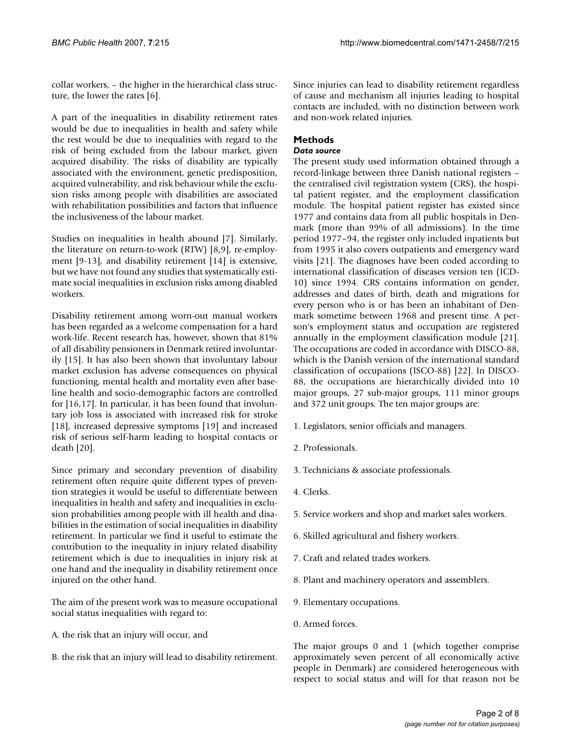collar workers, – the higher in the hierarchical class structure, the lower the rates [6].

A part of the inequalities in disability retirement rates would be due to inequalities in health and safety while the rest would be due to inequalities with regard to the risk of being excluded from the labour market, given acquired disability. The risks of disability are typically associated with the environment, genetic predisposition, acquired vulnerability, and risk behaviour while the exclusion risks among people with disabilities are associated with rehabilitation possibilities and factors that influence the inclusiveness of the labour market.

Studies on inequalities in health abound [7]. Similarly, the literature on return-to-work (RTW) [8,9], re-employment [9-13], and disability retirement [14] is extensive, but we have not found any studies that systematically estimate social inequalities in exclusion risks among disabled workers.

Disability retirement among worn-out manual workers has been regarded as a welcome compensation for a hard work-life. Recent research has, however, shown that 81% of all disability pensioners in Denmark retired involuntarily [15]. It has also been shown that involuntary labour market exclusion has adverse consequences on physical functioning, mental health and mortality even after baseline health and socio-demographic factors are controlled for [16,17]. In particular, it has been found that involuntary job loss is associated with increased risk for stroke [18], increased depressive symptoms [19] and increased risk of serious self-harm leading to hospital contacts or death [20].

Since primary and secondary prevention of disability retirement often require quite different types of prevention strategies it would be useful to differentiate between inequalities in health and safety and inequalities in exclusion probabilities among people with ill health and disabilities in the estimation of social inequalities in disability retirement. In particular we find it useful to estimate the contribution to the inequality in injury related disability retirement which is due to inequalities in injury risk at one hand and the inequality in disability retirement once injured on the other hand.

The aim of the present work was to measure occupational social status inequalities with regard to:

A. the risk that an injury will occur, and

B. the risk that an injury will lead to disability retirement.

Since injuries can lead to disability retirement regardless of cause and mechanism all injuries leading to hospital contacts are included, with no distinction between work and non-work related injuries.

## Methods

### *Data source*

The present study used information obtained through a record-linkage between three Danish national registers – the centralised civil registration system (CRS), the hospital patient register, and the employment classification module. The hospital patient register has existed since 1977 and contains data from all public hospitals in Denmark (more than 99% of all admissions). In the time period 1977–94, the register only included inpatients but from 1995 it also covers outpatients and emergency ward visits [21]. The diagnoses have been coded according to international classification of diseases version ten (ICD-10) since 1994. CRS contains information on gender, addresses and dates of birth, death and migrations for every person who is or has been an inhabitant of Denmark sometime between 1968 and present time. A person's employment status and occupation are registered annually in the employment classification module [21]. The occupations are coded in accordance with DISCO-88, which is the Danish version of the international standard classification of occupations (ISCO-88) [22]. In DISCO-88, the occupations are hierarchically divided into 10 major groups, 27 sub-major groups, 111 minor groups and 372 unit groups. The ten major groups are:

1. Legislators, senior officials and managers.

2. Professionals.

3. Technicians & associate professionals.

4. Clerks.

5. Service workers and shop and market sales workers.

6. Skilled agricultural and fishery workers.

7. Craft and related trades workers.

8. Plant and machinery operators and assemblers.

9. Elementary occupations.

0. Armed forces.

The major groups 0 and 1 (which together comprise approximately seven percent of all economically active people in Denmark) are considered heterogeneous with respect to social status and will for that reason not be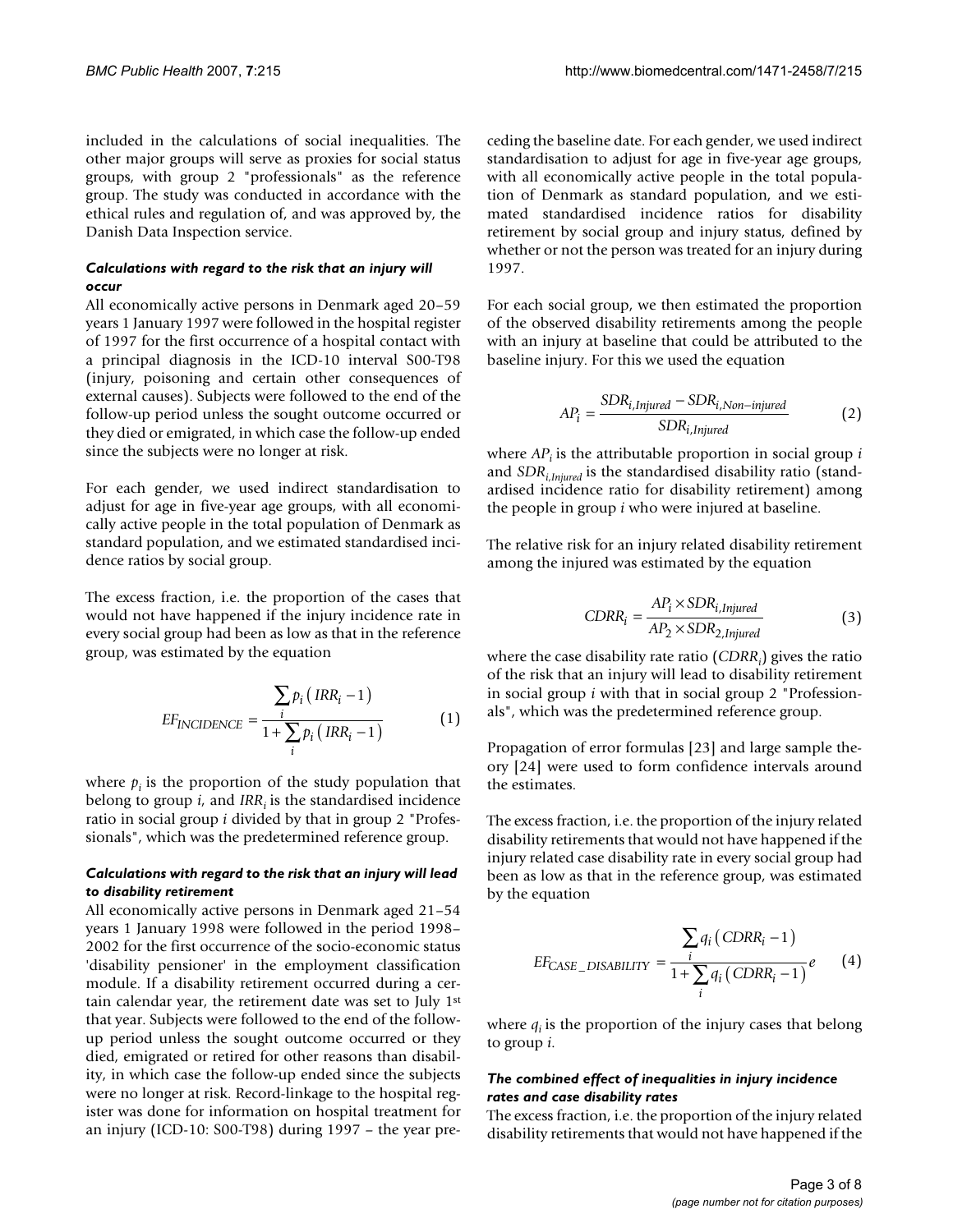included in the calculations of social inequalities. The other major groups will serve as proxies for social status groups, with group 2 "professionals" as the reference group. The study was conducted in accordance with the ethical rules and regulation of, and was approved by, the Danish Data Inspection service.

### *Calculations with regard to the risk that an injury will occur*

All economically active persons in Denmark aged 20–59 years 1 January 1997 were followed in the hospital register of 1997 for the first occurrence of a hospital contact with a principal diagnosis in the ICD-10 interval S00-T98 (injury, poisoning and certain other consequences of external causes). Subjects were followed to the end of the follow-up period unless the sought outcome occurred or they died or emigrated, in which case the follow-up ended since the subjects were no longer at risk.

For each gender, we used indirect standardisation to adjust for age in five-year age groups, with all economically active people in the total population of Denmark as standard population, and we estimated standardised incidence ratios by social group.

The excess fraction, i.e. the proportion of the cases that would not have happened if the injury incidence rate in every social group had been as low as that in the reference group, was estimated by the equation

$$EF_{INCIDENCE} = \frac{\sum_i p_i \left( IRR_i - 1 \right)}{1 + \sum_i p_i \left( IRR_i - 1 \right)} \qquad (1)$$

where $p_i$ is the proportion of the study population that belong to group $i$, and $IRR_i$ is the standardised incidence ratio in social group $i$ divided by that in group 2 "Professionals", which was the predetermined reference group.

### *Calculations with regard to the risk that an injury will lead to disability retirement*

All economically active persons in Denmark aged 21–54 years 1 January 1998 were followed in the period 1998–2002 for the first occurrence of the socio-economic status 'disability pensioner' in the employment classification module. If a disability retirement occurred during a certain calendar year, the retirement date was set to July 1st that year. Subjects were followed to the end of the follow-up period unless the sought outcome occurred or they died, emigrated or retired for other reasons than disability, in which case the follow-up ended since the subjects were no longer at risk. Record-linkage to the hospital register was done for information on hospital treatment for an injury (ICD-10: S00-T98) during 1997 – the year preceding the baseline date. For each gender, we used indirect standardisation to adjust for age in five-year age groups, with all economically active people in the total population of Denmark as standard population, and we estimated standardised incidence ratios for disability retirement by social group and injury status, defined by whether or not the person was treated for an injury during 1997.

For each social group, we then estimated the proportion of the observed disability retirements among the people with an injury at baseline that could be attributed to the baseline injury. For this we used the equation

$$AP_i = \frac{SDR_{i,Injured} - SDR_{i,Non-injured}}{SDR_{i,Injured}} \qquad (2)$$

where $AP_i$ is the attributable proportion in social group $i$ and $SDR_{i,Injured}$ is the standardised disability ratio (standardised incidence ratio for disability retirement) among the people in group $i$ who were injured at baseline.

The relative risk for an injury related disability retirement among the injured was estimated by the equation

$$CDRR_i = \frac{AP_i \times SDR_{i,Injured}}{AP_2 \times SDR_{2,Injured}} \qquad (3)$$

where the case disability rate ratio ($CDRR_i$) gives the ratio of the risk that an injury will lead to disability retirement in social group $i$ with that in social group 2 "Professionals", which was the predetermined reference group.

Propagation of error formulas [23] and large sample theory [24] were used to form confidence intervals around the estimates.

The excess fraction, i.e. the proportion of the injury related disability retirements that would not have happened if the injury related case disability rate in every social group had been as low as that in the reference group, was estimated by the equation

$$EF_{CASE\_DISABILITY} = \frac{\sum_i q_i \left( CDRR_i - 1 \right)}{1 + \sum_i q_i \left( CDRR_i - 1 \right)} e \qquad (4)$$

where $q_i$ is the proportion of the injury cases that belong to group $i$.

### *The combined effect of inequalities in injury incidence rates and case disability rates*

The excess fraction, i.e. the proportion of the injury related disability retirements that would not have happened if the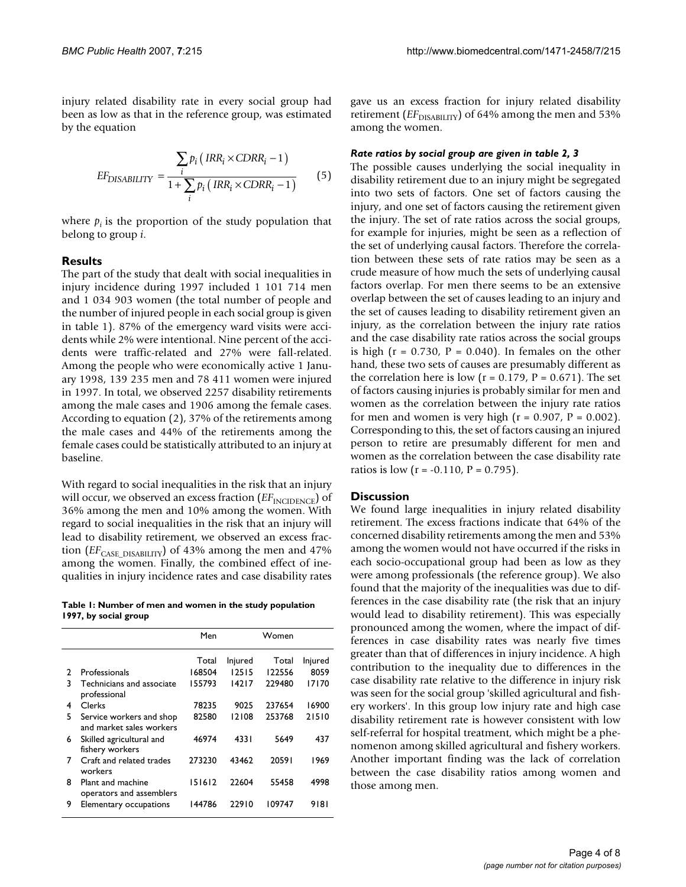injury related disability rate in every social group had been as low as that in the reference group, was estimated by the equation

$$EF_{DISABILITY} = \frac{\sum_i p_i \left( IRR_i \times CDRR_i - 1 \right)}{1 + \sum_i p_i \left( IRR_i \times CDRR_i - 1 \right)} \quad (5)$$

where $p_i$ is the proportion of the study population that belong to group $i$.

## Results

The part of the study that dealt with social inequalities in injury incidence during 1997 included 1 101 714 men and 1 034 903 women (the total number of people and the number of injured people in each social group is given in table 1). 87% of the emergency ward visits were accidents while 2% were intentional. Nine percent of the accidents were traffic-related and 27% were fall-related. Among the people who were economically active 1 January 1998, 139 235 men and 78 411 women were injured in 1997. In total, we observed 2257 disability retirements among the male cases and 1906 among the female cases. According to equation (2), 37% of the retirements among the male cases and 44% of the retirements among the female cases could be statistically attributed to an injury at baseline.

With regard to social inequalities in the risk that an injury will occur, we observed an excess fraction ($EF_{INCIDENCE}$) of 36% among the men and 10% among the women. With regard to social inequalities in the risk that an injury will lead to disability retirement, we observed an excess fraction ($EF_{CASE\_DISABILITY}$) of 43% among the men and 47% among the women. Finally, the combined effect of inequalities in injury incidence rates and case disability rates gave us an excess fraction for injury related disability retirement ($EF_{DISABILITY}$) of 64% among the men and 53% among the women.

**Table 1: Number of men and women in the study population 1997, by social group**

| | | Men | | Women | |
|---|---|---|---|---|---|
| | | Total | Injured | Total | Injured |
| 2 | Professionals | 168504 | 12515 | 122556 | 8059 |
| 3 | Technicians and associate professional | 155793 | 14217 | 229480 | 17170 |
| 4 | Clerks | 78235 | 9025 | 237654 | 16900 |
| 5 | Service workers and shop and market sales workers | 82580 | 12108 | 253768 | 21510 |
| 6 | Skilled agricultural and fishery workers | 46974 | 4331 | 5649 | 437 |
| 7 | Craft and related trades workers | 273230 | 43462 | 20591 | 1969 |
| 8 | Plant and machine operators and assemblers | 151612 | 22604 | 55458 | 4998 |
| 9 | Elementary occupations | 144786 | 22910 | 109747 | 9181 |

#### *Rate ratios by social group are given in table 2, 3*

The possible causes underlying the social inequality in disability retirement due to an injury might be segregated into two sets of factors. One set of factors causing the injury, and one set of factors causing the retirement given the injury. The set of rate ratios across the social groups, for example for injuries, might be seen as a reflection of the set of underlying causal factors. Therefore the correlation between these sets of rate ratios may be seen as a crude measure of how much the sets of underlying causal factors overlap. For men there seems to be an extensive overlap between the set of causes leading to an injury and the set of causes leading to disability retirement given an injury, as the correlation between the injury rate ratios and the case disability rate ratios across the social groups is high ($r = 0.730$, $P = 0.040$). In females on the other hand, these two sets of causes are presumably different as the correlation here is low ($r = 0.179$, $P = 0.671$). The set of factors causing injuries is probably similar for men and women as the correlation between the injury rate ratios for men and women is very high ($r = 0.907$, $P = 0.002$). Corresponding to this, the set of factors causing an injured person to retire are presumably different for men and women as the correlation between the case disability rate ratios is low ($r = -0.110$, $P = 0.795$).

## Discussion

We found large inequalities in injury related disability retirement. The excess fractions indicate that 64% of the concerned disability retirements among the men and 53% among the women would not have occurred if the risks in each socio-occupational group had been as low as they were among professionals (the reference group). We also found that the majority of the inequalities was due to differences in the case disability rate (the risk that an injury would lead to disability retirement). This was especially pronounced among the women, where the impact of differences in case disability rates was nearly five times greater than that of differences in injury incidence. A high contribution to the inequality due to differences in the case disability rate relative to the difference in injury risk was seen for the social group 'skilled agricultural and fishery workers'. In this group low injury rate and high case disability retirement rate is however consistent with low self-referral for hospital treatment, which might be a phenomenon among skilled agricultural and fishery workers. Another important finding was the lack of correlation between the case disability ratios among women and those among men.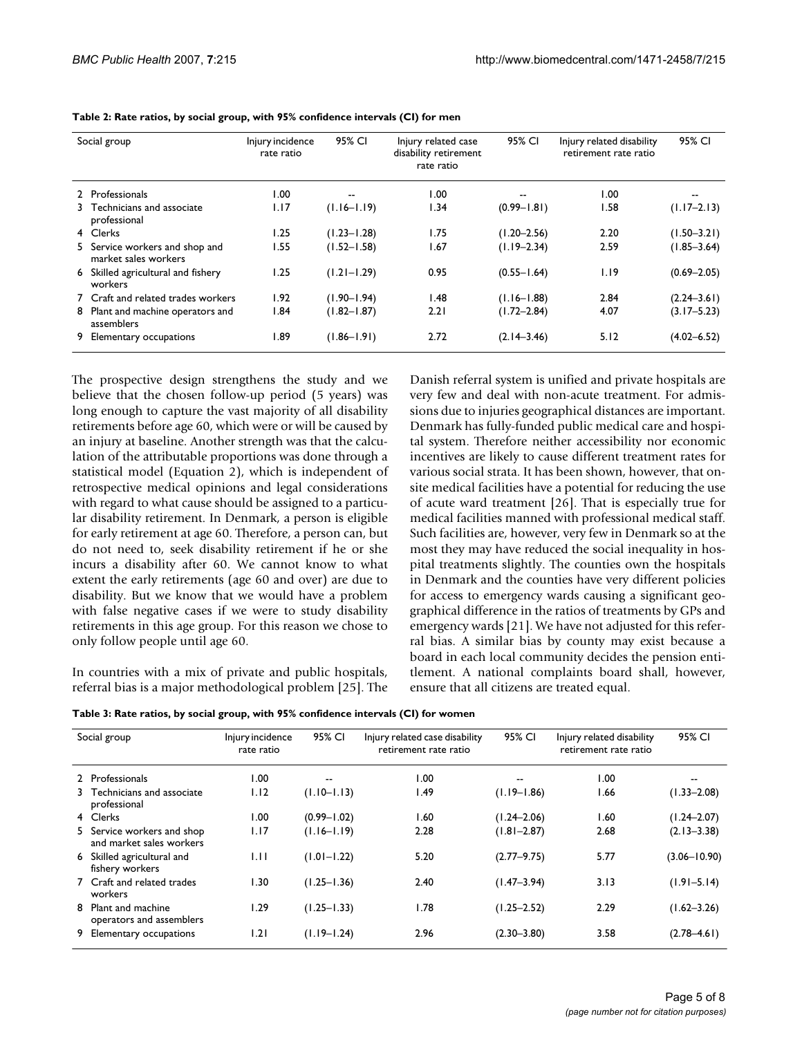**Table 2: Rate ratios, by social group, with 95% confidence intervals (CI) for men**

| Social group | Injury incidence rate ratio | 95% CI | Injury related case disability retirement rate ratio | 95% CI | Injury related disability retirement rate ratio | 95% CI |
|---|---|---|---|---|---|---|
| 2 Professionals | 1.00 | -- | 1.00 | -- | 1.00 | -- |
| 3 Technicians and associate professional | 1.17 | (1.16–1.19) | 1.34 | (0.99–1.81) | 1.58 | (1.17–2.13) |
| 4 Clerks | 1.25 | (1.23–1.28) | 1.75 | (1.20–2.56) | 2.20 | (1.50–3.21) |
| 5 Service workers and shop and market sales workers | 1.55 | (1.52–1.58) | 1.67 | (1.19–2.34) | 2.59 | (1.85–3.64) |
| 6 Skilled agricultural and fishery workers | 1.25 | (1.21–1.29) | 0.95 | (0.55–1.64) | 1.19 | (0.69–2.05) |
| 7 Craft and related trades workers | 1.92 | (1.90–1.94) | 1.48 | (1.16–1.88) | 2.84 | (2.24–3.61) |
| 8 Plant and machine operators and assemblers | 1.84 | (1.82–1.87) | 2.21 | (1.72–2.84) | 4.07 | (3.17–5.23) |
| 9 Elementary occupations | 1.89 | (1.86–1.91) | 2.72 | (2.14–3.46) | 5.12 | (4.02–6.52) |

The prospective design strengthens the study and we believe that the chosen follow-up period (5 years) was long enough to capture the vast majority of all disability retirements before age 60, which were or will be caused by an injury at baseline. Another strength was that the calculation of the attributable proportions was done through a statistical model (Equation 2), which is independent of retrospective medical opinions and legal considerations with regard to what cause should be assigned to a particular disability retirement. In Denmark, a person is eligible for early retirement at age 60. Therefore, a person can, but do not need to, seek disability retirement if he or she incurs a disability after 60. We cannot know to what extent the early retirements (age 60 and over) are due to disability. But we know that we would have a problem with false negative cases if we were to study disability retirements in this age group. For this reason we chose to only follow people until age 60.

In countries with a mix of private and public hospitals, referral bias is a major methodological problem [25]. The Danish referral system is unified and private hospitals are very few and deal with non-acute treatment. For admissions due to injuries geographical distances are important. Denmark has fully-funded public medical care and hospital system. Therefore neither accessibility nor economic incentives are likely to cause different treatment rates for various social strata. It has been shown, however, that onsite medical facilities have a potential for reducing the use of acute ward treatment [26]. That is especially true for medical facilities manned with professional medical staff. Such facilities are, however, very few in Denmark so at the most they may have reduced the social inequality in hospital treatments slightly. The counties own the hospitals in Denmark and the counties have very different policies for access to emergency wards causing a significant geographical difference in the ratios of treatments by GPs and emergency wards [21]. We have not adjusted for this referral bias. A similar bias by county may exist because a board in each local community decides the pension entitlement. A national complaints board shall, however, ensure that all citizens are treated equal.

**Table 3: Rate ratios, by social group, with 95% confidence intervals (CI) for women**

| Social group | Injury incidence rate ratio | 95% CI | Injury related case disability retirement rate ratio | 95% CI | Injury related disability retirement rate ratio | 95% CI |
|---|---|---|---|---|---|---|
| 2 Professionals | 1.00 | -- | 1.00 | -- | 1.00 | -- |
| 3 Technicians and associate professional | 1.12 | (1.10–1.13) | 1.49 | (1.19–1.86) | 1.66 | (1.33–2.08) |
| 4 Clerks | 1.00 | (0.99–1.02) | 1.60 | (1.24–2.06) | 1.60 | (1.24–2.07) |
| 5 Service workers and shop and market sales workers | 1.17 | (1.16–1.19) | 2.28 | (1.81–2.87) | 2.68 | (2.13–3.38) |
| 6 Skilled agricultural and fishery workers | 1.11 | (1.01–1.22) | 5.20 | (2.77–9.75) | 5.77 | (3.06–10.90) |
| 7 Craft and related trades workers | 1.30 | (1.25–1.36) | 2.40 | (1.47–3.94) | 3.13 | (1.91–5.14) |
| 8 Plant and machine operators and assemblers | 1.29 | (1.25–1.33) | 1.78 | (1.25–2.52) | 2.29 | (1.62–3.26) |
| 9 Elementary occupations | 1.21 | (1.19–1.24) | 2.96 | (2.30–3.80) | 3.58 | (2.78–4.61) |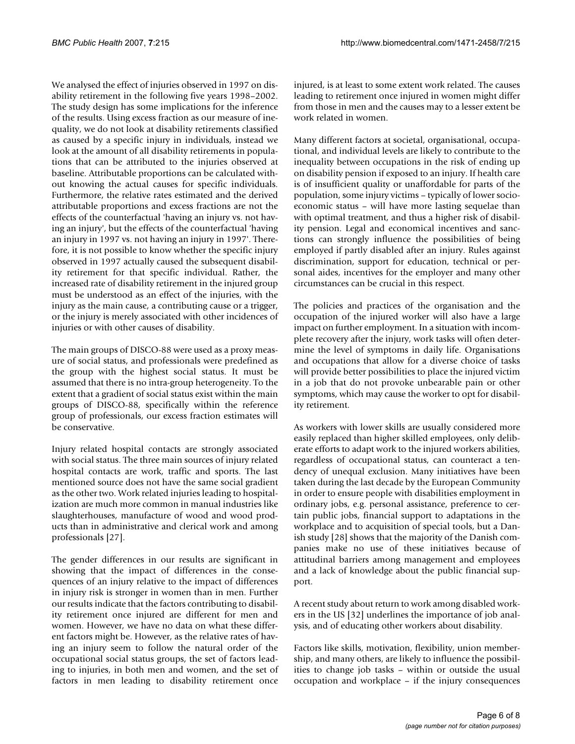We analysed the effect of injuries observed in 1997 on disability retirement in the following five years 1998–2002. The study design has some implications for the inference of the results. Using excess fraction as our measure of inequality, we do not look at disability retirements classified as caused by a specific injury in individuals, instead we look at the amount of all disability retirements in populations that can be attributed to the injuries observed at baseline. Attributable proportions can be calculated without knowing the actual causes for specific individuals. Furthermore, the relative rates estimated and the derived attributable proportions and excess fractions are not the effects of the counterfactual 'having an injury vs. not having an injury', but the effects of the counterfactual 'having an injury in 1997 vs. not having an injury in 1997'. Therefore, it is not possible to know whether the specific injury observed in 1997 actually caused the subsequent disability retirement for that specific individual. Rather, the increased rate of disability retirement in the injured group must be understood as an effect of the injuries, with the injury as the main cause, a contributing cause or a trigger, or the injury is merely associated with other incidences of injuries or with other causes of disability.

The main groups of DISCO-88 were used as a proxy measure of social status, and professionals were predefined as the group with the highest social status. It must be assumed that there is no intra-group heterogeneity. To the extent that a gradient of social status exist within the main groups of DISCO-88, specifically within the reference group of professionals, our excess fraction estimates will be conservative.

Injury related hospital contacts are strongly associated with social status. The three main sources of injury related hospital contacts are work, traffic and sports. The last mentioned source does not have the same social gradient as the other two. Work related injuries leading to hospitalization are much more common in manual industries like slaughterhouses, manufacture of wood and wood products than in administrative and clerical work and among professionals [27].

The gender differences in our results are significant in showing that the impact of differences in the consequences of an injury relative to the impact of differences in injury risk is stronger in women than in men. Further our results indicate that the factors contributing to disability retirement once injured are different for men and women. However, we have no data on what these different factors might be. However, as the relative rates of having an injury seem to follow the natural order of the occupational social status groups, the set of factors leading to injuries, in both men and women, and the set of factors in men leading to disability retirement once injured, is at least to some extent work related. The causes leading to retirement once injured in women might differ from those in men and the causes may to a lesser extent be work related in women.

Many different factors at societal, organisational, occupational, and individual levels are likely to contribute to the inequality between occupations in the risk of ending up on disability pension if exposed to an injury. If health care is of insufficient quality or unaffordable for parts of the population, some injury victims – typically of lower socioeconomic status – will have more lasting sequelae than with optimal treatment, and thus a higher risk of disability pension. Legal and economical incentives and sanctions can strongly influence the possibilities of being employed if partly disabled after an injury. Rules against discrimination, support for education, technical or personal aides, incentives for the employer and many other circumstances can be crucial in this respect.

The policies and practices of the organisation and the occupation of the injured worker will also have a large impact on further employment. In a situation with incomplete recovery after the injury, work tasks will often determine the level of symptoms in daily life. Organisations and occupations that allow for a diverse choice of tasks will provide better possibilities to place the injured victim in a job that do not provoke unbearable pain or other symptoms, which may cause the worker to opt for disability retirement.

As workers with lower skills are usually considered more easily replaced than higher skilled employees, only deliberate efforts to adapt work to the injured workers abilities, regardless of occupational status, can counteract a tendency of unequal exclusion. Many initiatives have been taken during the last decade by the European Community in order to ensure people with disabilities employment in ordinary jobs, e.g. personal assistance, preference to certain public jobs, financial support to adaptations in the workplace and to acquisition of special tools, but a Danish study [28] shows that the majority of the Danish companies make no use of these initiatives because of attitudinal barriers among management and employees and a lack of knowledge about the public financial support.

A recent study about return to work among disabled workers in the US [32] underlines the importance of job analysis, and of educating other workers about disability.

Factors like skills, motivation, flexibility, union membership, and many others, are likely to influence the possibilities to change job tasks – within or outside the usual occupation and workplace – if the injury consequences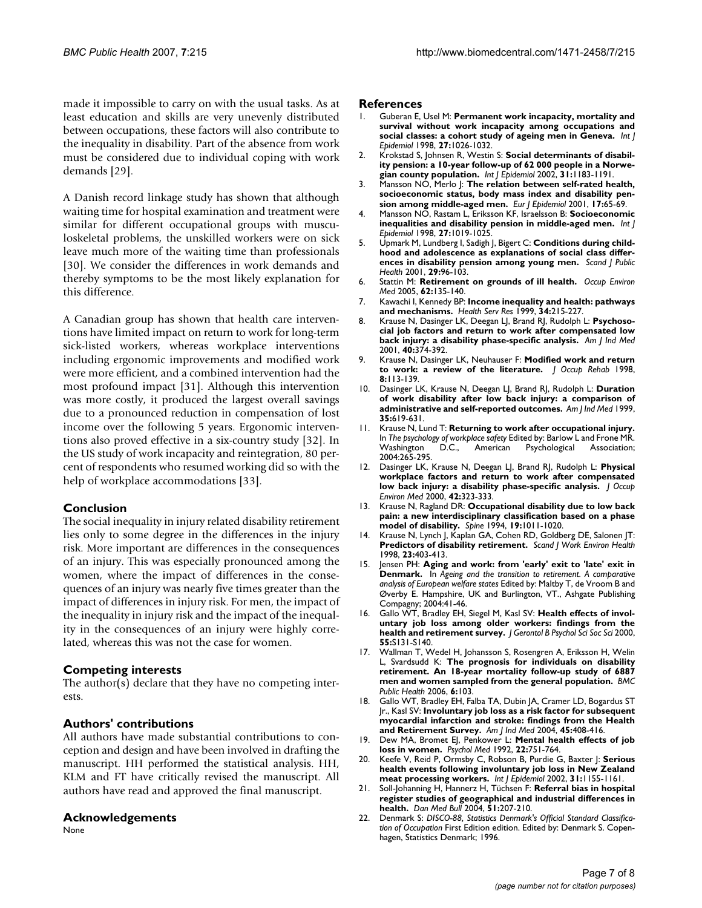made it impossible to carry on with the usual tasks. As at least education and skills are very unevenly distributed between occupations, these factors will also contribute to the inequality in disability. Part of the absence from work must be considered due to individual coping with work demands [29].

A Danish record linkage study has shown that although waiting time for hospital examination and treatment were similar for different occupational groups with musculoskeletal problems, the unskilled workers were on sick leave much more of the waiting time than professionals [30]. We consider the differences in work demands and thereby symptoms to be the most likely explanation for this difference.

A Canadian group has shown that health care interventions have limited impact on return to work for long-term sick-listed workers, whereas workplace interventions including ergonomic improvements and modified work were more efficient, and a combined intervention had the most profound impact [31]. Although this intervention was more costly, it produced the largest overall savings due to a pronounced reduction in compensation of lost income over the following 5 years. Ergonomic interventions also proved effective in a six-country study [32]. In the US study of work incapacity and reintegration, 80 percent of respondents who resumed working did so with the help of workplace accommodations [33].

## Conclusion

The social inequality in injury related disability retirement lies only to some degree in the differences in the injury risk. More important are differences in the consequences of an injury. This was especially pronounced among the women, where the impact of differences in the consequences of an injury was nearly five times greater than the impact of differences in injury risk. For men, the impact of the inequality in injury risk and the impact of the inequality in the consequences of an injury were highly correlated, whereas this was not the case for women.

## Competing interests

The author(s) declare that they have no competing interests.

## Authors' contributions

All authors have made substantial contributions to conception and design and have been involved in drafting the manuscript. HH performed the statistical analysis. HH, KLM and FT have critically revised the manuscript. All authors have read and approved the final manuscript.

## Acknowledgements

None

## References

1. Guberan E, Usel M: **Permanent work incapacity, mortality and survival without work incapacity among occupations and social classes: a cohort study of ageing men in Geneva.** *Int J Epidemiol* 1998, **27:**1026-1032.
2. Krokstad S, Johnsen R, Westin S: **Social determinants of disability pension: a 10-year follow-up of 62 000 people in a Norwegian county population.** *Int J Epidemiol* 2002, **31:**1183-1191.
3. Mansson NO, Merlo J: **The relation between self-rated health, socioeconomic status, body mass index and disability pension among middle-aged men.** *Eur J Epidemiol* 2001, **17:**65-69.
4. Mansson NO, Rastam L, Eriksson KF, Israelsson B: **Socioeconomic inequalities and disability pension in middle-aged men.** *Int J Epidemiol* 1998, **27:**1019-1025.
5. Upmark M, Lundberg I, Sadigh J, Bigert C: **Conditions during childhood and adolescence as explanations of social class differences in disability pension among young men.** *Scand J Public Health* 2001, **29:**96-103.
6. Stattin M: **Retirement on grounds of ill health.** *Occup Environ Med* 2005, **62:**135-140.
7. Kawachi I, Kennedy BP: **Income inequality and health: pathways and mechanisms.** *Health Serv Res* 1999, **34:**215-227.
8. Krause N, Dasinger LK, Deegan LJ, Brand RJ, Rudolph L: **Psychosocial job factors and return to work after compensated low back injury: a disability phase-specific analysis.** *Am J Ind Med* 2001, **40:**374-392.
9. Krause N, Dasinger LK, Neuhauser F: **Modified work and return to work: a review of the literature.** *J Occup Rehab* 1998, **8:**113-139.
10. Dasinger LK, Krause N, Deegan LJ, Brand RJ, Rudolph L: **Duration of work disability after low back injury: a comparison of administrative and self-reported outcomes.** *Am J Ind Med* 1999, **35:**619-631.
11. Krause N, Lund T: **Returning to work after occupational injury.** In *The psychology of workplace safety* Edited by: Barlow L and Frone MR. Washington D.C., American Psychological Association; 2004:265-295.
12. Dasinger LK, Krause N, Deegan LJ, Brand RJ, Rudolph L: **Physical workplace factors and return to work after compensated low back injury: a disability phase-specific analysis.** *J Occup Environ Med* 2000, **42:**323-333.
13. Krause N, Ragland DR: **Occupational disability due to low back pain: a new interdisciplinary classification based on a phase model of disability.** *Spine* 1994, **19:**1011-1020.
14. Krause N, Lynch J, Kaplan GA, Cohen RD, Goldberg DE, Salonen JT: **Predictors of disability retirement.** *Scand J Work Environ Health* 1998, **23:**403-413.
15. Jensen PH: **Aging and work: from 'early' exit to 'late' exit in Denmark.** In *Ageing and the transition to retirement. A comparative analysis of European welfare states* Edited by: Maltby T, de Vroom B and Øverby E. Hampshire, UK and Burlington, VT., Ashgate Publishing Compagny; 2004:41-46.
16. Gallo WT, Bradley EH, Siegel M, Kasl SV: **Health effects of involuntary job loss among older workers: findings from the health and retirement survey.** *J Gerontol B Psychol Sci Soc Sci* 2000, **55:**S131-S140.
17. Wallman T, Wedel H, Johansson S, Rosengren A, Eriksson H, Welin L, Svardsudd K: **The prognosis for individuals on disability retirement. An 18-year mortality follow-up study of 6887 men and women sampled from the general population.** *BMC Public Health* 2006, **6:**103.
18. Gallo WT, Bradley EH, Falba TA, Dubin JA, Cramer LD, Bogardus ST Jr., Kasl SV: **Involuntary job loss as a risk factor for subsequent myocardial infarction and stroke: findings from the Health and Retirement Survey.** *Am J Ind Med* 2004, **45:**408-416.
19. Dew MA, Bromet EJ, Penkower L: **Mental health effects of job loss in women.** *Psychol Med* 1992, **22:**751-764.
20. Keefe V, Reid P, Ormsby C, Robson B, Purdie G, Baxter J: **Serious health events following involuntary job loss in New Zealand meat processing workers.** *Int J Epidemiol* 2002, **31:**1155-1161.
21. Soll-Johanning H, Hannerz H, Tüchsen F: **Referral bias in hospital register studies of geographical and industrial differences in health.** *Dan Med Bull* 2004, **51:**207-210.
22. Denmark S: *DISCO-88, Statistics Denmark's Official Standard Classification of Occupation* First Edition edition. Edited by: Denmark S. Copenhagen, Statistics Denmark; 1996.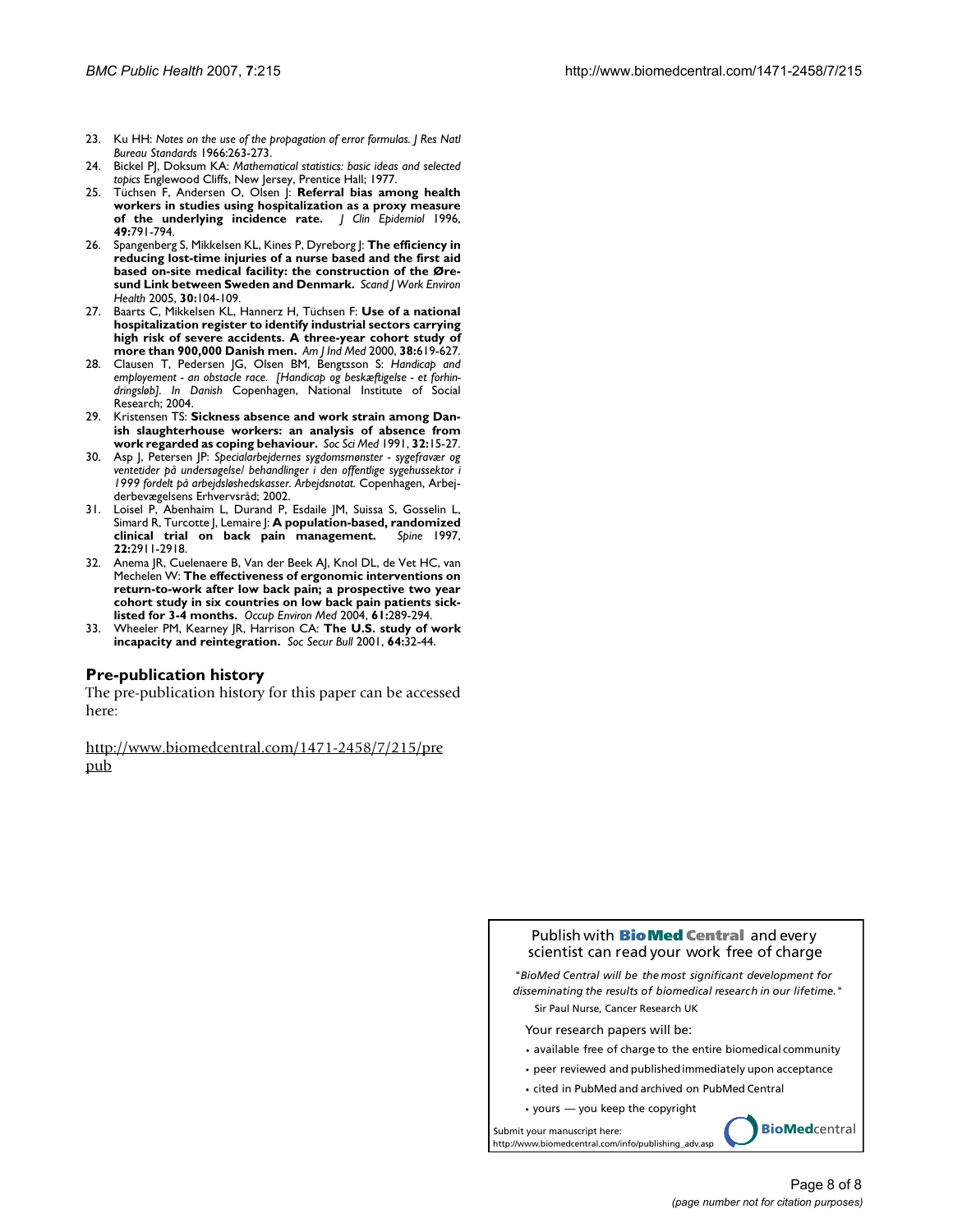23. Ku HH: *Notes on the use of the propagation of error formulas. J Res Natl Bureau Standards* 1966:263-273.
24. Bickel PJ, Doksum KA: *Mathematical statistics: basic ideas and selected topics* Englewood Cliffs, New Jersey, Prentice Hall; 1977.
25. Tüchsen F, Andersen O, Olsen J: **Referral bias among health workers in studies using hospitalization as a proxy measure of the underlying incidence rate.** *J Clin Epidemiol* 1996, **49:**791-794.
26. Spangenberg S, Mikkelsen KL, Kines P, Dyreborg J: **The efficiency in reducing lost-time injuries of a nurse based and the first aid based on-site medical facility: the construction of the Øresund Link between Sweden and Denmark.** *Scand J Work Environ Health* 2005, **30:**104-109.
27. Baarts C, Mikkelsen KL, Hannerz H, Tüchsen F: **Use of a national hospitalization register to identify industrial sectors carrying high risk of severe accidents. A three-year cohort study of more than 900,000 Danish men.** *Am J Ind Med* 2000, **38:**619-627.
28. Clausen T, Pedersen JG, Olsen BM, Bengtsson S: *Handicap and employement - an obstacle race. [Handicap og beskæftigelse - et forhindringsløb]. In Danish* Copenhagen, National Institute of Social Research; 2004.
29. Kristensen TS: **Sickness absence and work strain among Danish slaughterhouse workers: an analysis of absence from work regarded as coping behaviour.** *Soc Sci Med* 1991, **32:**15-27.
30. Asp J, Petersen JP: *Specialarbejdernes sygdomsmønster - sygefravær og ventetider på undersøgelse/ behandlinger i den offentlige sygehussektor i 1999 fordelt på arbejdsløshedskasser. Arbejdsnotat.* Copenhagen, Arbejderbevægelsens Erhvervsråd; 2002.
31. Loisel P, Abenhaim L, Durand P, Esdaile JM, Suissa S, Gosselin L, Simard R, Turcotte J, Lemaire J: **A population-based, randomized clinical trial on back pain management.** *Spine* 1997, **22:**2911-2918.
32. Anema JR, Cuelenaere B, Van der Beek AJ, Knol DL, de Vet HC, van Mechelen W: **The effectiveness of ergonomic interventions on return-to-work after low back pain; a prospective two year cohort study in six countries on low back pain patients sicklisted for 3-4 months.** *Occup Environ Med* 2004, **61:**289-294.
33. Wheeler PM, Kearney JR, Harrison CA: **The U.S. study of work incapacity and reintegration.** *Soc Secur Bull* 2001, **64:**32-44.

## Pre-publication history

The pre-publication history for this paper can be accessed here:

http://www.biomedcentral.com/1471-2458/7/215/prepub

Publish with **BioMed Central** and every scientist can read your work free of charge

*"BioMed Central will be the most significant development for disseminating the results of biomedical research in our lifetime."*
Sir Paul Nurse, Cancer Research UK

Your research papers will be:

- available free of charge to the entire biomedical community
- peer reviewed and published immediately upon acceptance
- cited in PubMed and archived on PubMed Central
- yours — you keep the copyright

Submit your manuscript here:
http://www.biomedcentral.com/info/publishing_adv.asp

**BioMed**central